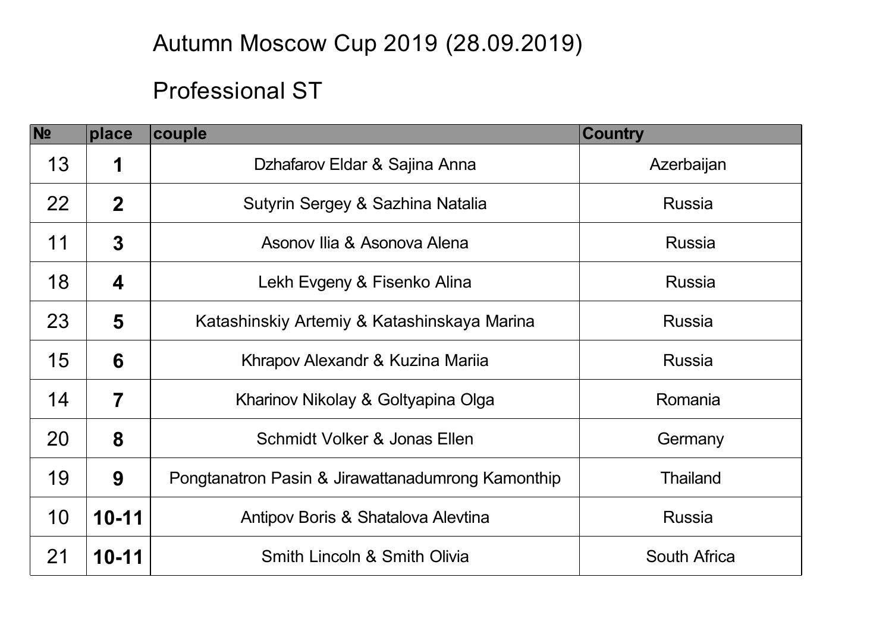# Autumn Moscow Cup 2019 (28.09.2019)

## Professional ST

| № | place | couple | Country |
|---|---|---|---|
| 13 | **1** | Dzhafarov Eldar & Sajina Anna | Azerbaijan |
| 22 | **2** | Sutyrin Sergey & Sazhina Natalia | Russia |
| 11 | **3** | Asonov Ilia & Asonova Alena | Russia |
| 18 | **4** | Lekh Evgeny & Fisenko Alina | Russia |
| 23 | **5** | Katashinskiy Artemiy & Katashinskaya Marina | Russia |
| 15 | **6** | Khrapov Alexandr & Kuzina Mariia | Russia |
| 14 | **7** | Kharinov Nikolay & Goltyapina Olga | Romania |
| 20 | **8** | Schmidt Volker & Jonas Ellen | Germany |
| 19 | **9** | Pongtanatron Pasin & Jirawattanadumrong Kamonthip | Thailand |
| 10 | **10-11** | Antipov Boris & Shatalova Alevtina | Russia |
| 21 | **10-11** | Smith Lincoln & Smith Olivia | South Africa |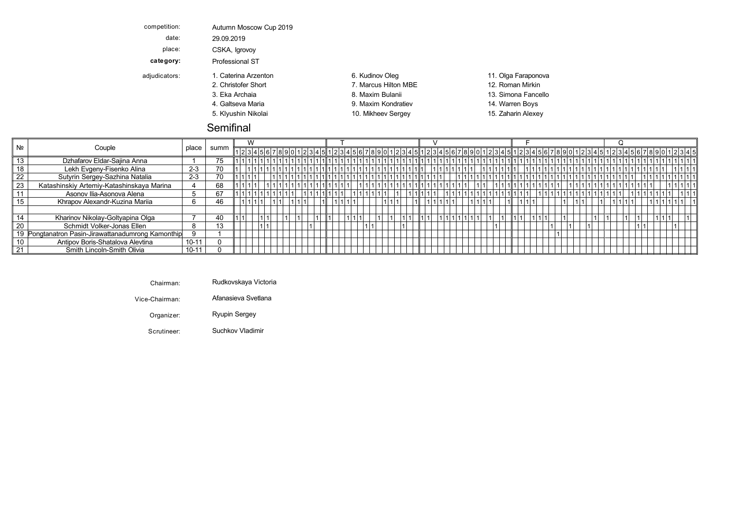competition: Autumn Moscow Cup 2019

date: 29.09.2019

place: CSKA, Igrovoy

**category:** Professional ST

adjudicators:

1. Caterina Arzenton
2. Christofer Short
3. Eka Archaia
4. Galtseva Maria
5. Klyushin Nikolai
6. Kudinov Oleg
7. Marcus Hilton MBE
8. Maxim Bulanii
9. Maxim Kondratiev
10. Mikheev Sergey
11. Olga Faraponova
12. Roman Mirkin
13. Simona Fancello
14. Warren Boys
15. Zaharin Alexey

## Semifinal

| № | Couple | place | summ | W | | | | | | | | | | | | | | | T | | | | | | | | | | | | | | | V | | | | | | | | | | | | | | | F | | | | | | | | | | | | | | | Q | | | | | | | | | | | | | | |
|---|---|---|---|---|---|---|---|---|---|---|---|---|---|---|---|---|---|---|---|---|---|---|---|---|---|---|---|---|---|---|---|---|---|---|---|---|---|---|---|---|---|---|---|---|---|---|---|---|---|---|---|---|---|---|---|---|---|---|---|---|---|---|---|---|---|---|---|---|---|---|---|---|---|---|---|---|---|---|
| | | | | 1 | 2 | 3 | 4 | 5 | 6 | 7 | 8 | 9 | 0 | 1 | 2 | 3 | 4 | 5 | 1 | 2 | 3 | 4 | 5 | 6 | 7 | 8 | 9 | 0 | 1 | 2 | 3 | 4 | 5 | 1 | 2 | 3 | 4 | 5 | 6 | 7 | 8 | 9 | 0 | 1 | 2 | 3 | 4 | 5 | 1 | 2 | 3 | 4 | 5 | 6 | 7 | 8 | 9 | 0 | 1 | 2 | 3 | 4 | 5 | 1 | 2 | 3 | 4 | 5 | 6 | 7 | 8 | 9 | 0 | 1 | 2 | 3 | 4 | 5 |
| 13 | Dzhafarov Eldar-Sajina Anna | 1 | 75 | 1 | 1 | 1 | 1 | 1 | 1 | 1 | 1 | 1 | 1 | 1 | 1 | 1 | 1 | 1 | 1 | 1 | 1 | 1 | 1 | 1 | 1 | 1 | 1 | 1 | 1 | 1 | 1 | 1 | 1 | 1 | 1 | 1 | 1 | 1 | 1 | 1 | 1 | 1 | 1 | 1 | 1 | 1 | 1 | 1 | 1 | 1 | 1 | 1 | 1 | 1 | 1 | 1 | 1 | 1 | 1 | 1 | 1 | 1 | 1 | 1 | 1 | 1 | 1 | 1 | 1 | 1 | 1 | 1 | 1 | 1 | 1 | 1 | 1 | 1 | 1 |
| 18 | Lekh Evgeny-Fisenko Alina | 2-3 | 70 | 1 | | 1 | 1 | 1 | 1 | 1 | 1 | 1 | 1 | 1 | 1 | 1 | 1 | 1 | 1 | 1 | 1 | 1 | 1 | 1 | 1 | 1 | 1 | 1 | 1 | 1 | 1 | 1 | 1 | 1 | | | 1 | 1 | 1 | 1 | 1 | 1 | 1 | 1 | 1 | 1 | 1 | 1 | 1 | 1 | | 1 | 1 | 1 | 1 | 1 | 1 | 1 | 1 | 1 | 1 | 1 | 1 | 1 | 1 | 1 | 1 | 1 | 1 | 1 | 1 | 1 | 1 | 1 | 1 | 1 | | 1 | 1 | 1 |
| 22 | Sutyrin Sergey-Sazhina Natalia | 2-3 | 70 | 1 | 1 | 1 | 1 | | | 1 | 1 | 1 | 1 | 1 | 1 | 1 | 1 | 1 | 1 | 1 | 1 | 1 | 1 | 1 | 1 | 1 | 1 | 1 | 1 | 1 | 1 | 1 | 1 | 1 | 1 | 1 | 1 | 1 | | | 1 | 1 | 1 | 1 | 1 | 1 | 1 | 1 | 1 | 1 | 1 | 1 | 1 | 1 | 1 | 1 | 1 | 1 | 1 | 1 | 1 | 1 | 1 | 1 | 1 | 1 | 1 | 1 | 1 | 1 | | 1 | 1 | 1 | 1 | 1 | 1 | 1 | 1 |
| 23 | Katashinskiy Artemiy-Katashinskaya Marina | 4 | 68 | 1 | 1 | 1 | 1 | | 1 | 1 | 1 | 1 | 1 | 1 | 1 | 1 | 1 | 1 | 1 | 1 | 1 | 1 | 1 | | 1 | 1 | 1 | 1 | 1 | 1 | 1 | 1 | 1 | 1 | 1 | 1 | 1 | 1 | 1 | 1 | 1 | | 1 | 1 | | 1 | 1 | 1 | 1 | 1 | 1 | 1 | 1 | 1 | 1 | | 1 | 1 | 1 | 1 | 1 | 1 | 1 | 1 | 1 | 1 | 1 | 1 | 1 | 1 | | | 1 | 1 | 1 | 1 |
| 11 | Asonov Ilia-Asonova Alena | 5 | 67 | 1 | 1 | 1 | 1 | 1 | 1 | 1 | 1 | 1 | 1 | | 1 | 1 | 1 | 1 | 1 | 1 | 1 | 1 | | 1 | 1 | 1 | 1 | 1 | 1 | | 1 | | 1 | 1 | 1 | 1 | | 1 | 1 | 1 | 1 | 1 | 1 | 1 | 1 | 1 | 1 | 1 | 1 | 1 | 1 | | | 1 | 1 | 1 | 1 | 1 | 1 | 1 | 1 | 1 | 1 | 1 | 1 | 1 | | 1 | 1 | 1 | 1 | 1 | 1 | 1 | 1 | 1 | 1 | 1 |
| 15 | Khrapov Alexandr-Kuzina Mariia | 6 | 46 | | 1 | 1 | 1 | 1 | | 1 | 1 | | 1 | 1 | 1 | | | 1 | | 1 | 1 | 1 | 1 | | | | | 1 | 1 | 1 | | | 1 | | 1 | 1 | 1 | 1 | 1 | | | 1 | 1 | 1 | 1 | | | 1 | | 1 | 1 | 1 | | | | | 1 | | 1 | 1 | | | 1 | | 1 | 1 | 1 | 1 | | | 1 | 1 | 1 | 1 | 1 | 1 | | 1 |
| | | | | | | | | | | | | | | | | | | | | | | | | | | | | | | | | | | | | | | | | | | | | | | | | | | | | | | | | | | | | | | | | | | | | | | | | | | | | | | |
| 14 | Kharinov Nikolay-Goltyapina Olga | 7 | 40 | 1 | 1 | | | 1 | 1 | | | 1 | | 1 | | | | 1 | 1 | | | 1 | 1 | 1 | | | 1 | | 1 | | | 1 | 1 | 1 | 1 | | 1 | 1 | 1 | 1 | 1 | 1 | 1 | | 1 | | | 1 | 1 | 1 | | 1 | 1 | 1 | | | 1 | | | | | 1 | | 1 | | | 1 | | 1 | | | 1 | 1 | 1 | | | 1 | |
| 20 | Schmidt Volker-Jonas Ellen | 8 | 13 | | | | | 1 | 1 | | | | | | | 1 | | | | | | | | | 1 | 1 | | | | | 1 | | | | | | | | | | | | | | | 1 | | | | | | | | | | 1 | | | 1 | | | 1 | | | | | | | | 1 | 1 | | | | 1 | | | | |
| 19 | Pongtanatron Pasin-Jirawattanadumrong Kamonthip | 9 | 1 | | | | | | | | | | | | | | | | | | | | | | | | | | | | | | | | | | | | | | | | | | | | | | | | | | | | | | | | 1 | | | | | | | | | | | | | | | | | | | | | | |
| 10 | Antipov Boris-Shatalova Alevtina | 10-11 | 0 | | | | | | | | | | | | | | | | | | | | | | | | | | | | | | | | | | | | | | | | | | | | | | | | | | | | | | | | | | | | | | | | | | | | | | | | | | | | |
| 21 | Smith Lincoln-Smith Olivia | 10-11 | 0 | | | | | | | | | | | | | | | | | | | | | | | | | | | | | | | | | | | | | | | | | | | | | | | | | | | | | | | | | | | | | | | | | | | | | | | | | | | | |

Chairman: Rudkovskaya Victoria

Vice-Chairman: Afanasieva Svetlana

Organizer: Ryupin Sergey

Scrutineer: Suchkov Vladimir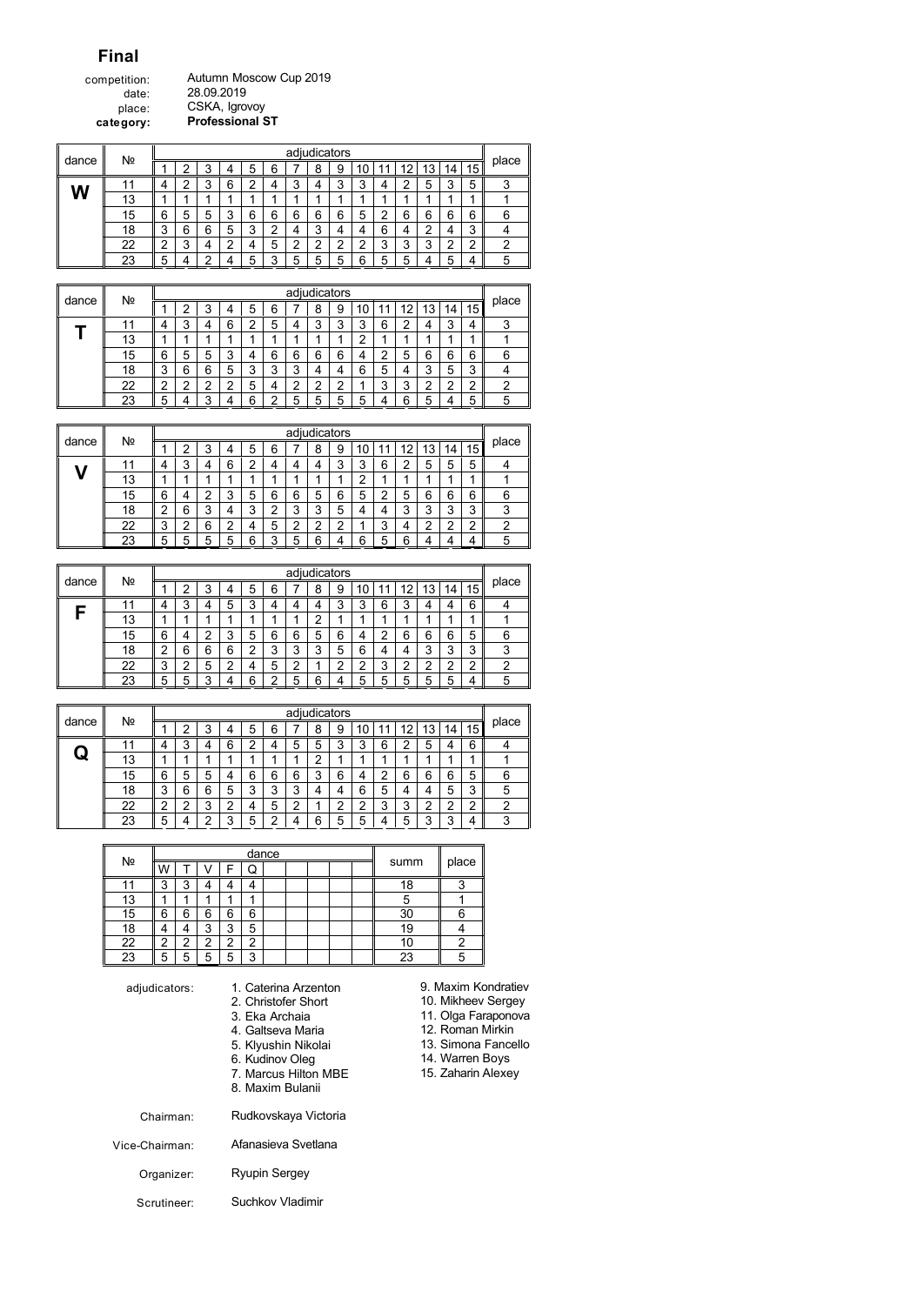## Final

competition: Autumn Moscow Cup 2019
date: 28.09.2019
place: CSKA, Igrovoy
**category: Professional ST**

| dance | № | adjudicators | | | | | | | | | | | | | | | place |
|---|---|---|---|---|---|---|---|---|---|---|---|---|---|---|---|---|---|
| | | 1 | 2 | 3 | 4 | 5 | 6 | 7 | 8 | 9 | 10 | 11 | 12 | 13 | 14 | 15 | |
| **W** | 11 | 4 | 2 | 3 | 6 | 2 | 4 | 3 | 4 | 3 | 3 | 4 | 2 | 5 | 3 | 5 | 3 |
| | 13 | 1 | 1 | 1 | 1 | 1 | 1 | 1 | 1 | 1 | 1 | 1 | 1 | 1 | 1 | 1 | 1 |
| | 15 | 6 | 5 | 5 | 3 | 6 | 6 | 6 | 6 | 6 | 5 | 2 | 6 | 6 | 6 | 6 | 6 |
| | 18 | 3 | 6 | 6 | 5 | 3 | 2 | 4 | 3 | 4 | 4 | 6 | 4 | 2 | 4 | 3 | 4 |
| | 22 | 2 | 3 | 4 | 2 | 4 | 5 | 2 | 2 | 2 | 2 | 3 | 3 | 3 | 2 | 2 | 2 |
| | 23 | 5 | 4 | 2 | 4 | 5 | 3 | 5 | 5 | 5 | 6 | 5 | 5 | 4 | 5 | 4 | 5 |

| dance | № | adjudicators | | | | | | | | | | | | | | | place |
|---|---|---|---|---|---|---|---|---|---|---|---|---|---|---|---|---|---|
| | | 1 | 2 | 3 | 4 | 5 | 6 | 7 | 8 | 9 | 10 | 11 | 12 | 13 | 14 | 15 | |
| **T** | 11 | 4 | 3 | 4 | 6 | 2 | 5 | 4 | 3 | 3 | 3 | 6 | 2 | 4 | 3 | 4 | 3 |
| | 13 | 1 | 1 | 1 | 1 | 1 | 1 | 1 | 1 | 1 | 2 | 1 | 1 | 1 | 1 | 1 | 1 |
| | 15 | 6 | 5 | 5 | 3 | 4 | 6 | 6 | 6 | 6 | 4 | 2 | 5 | 6 | 6 | 6 | 6 |
| | 18 | 3 | 6 | 6 | 5 | 3 | 3 | 3 | 4 | 4 | 6 | 5 | 4 | 3 | 5 | 3 | 4 |
| | 22 | 2 | 2 | 2 | 2 | 5 | 4 | 2 | 2 | 2 | 1 | 3 | 3 | 2 | 2 | 2 | 2 |
| | 23 | 5 | 4 | 3 | 4 | 6 | 2 | 5 | 5 | 5 | 5 | 4 | 6 | 5 | 4 | 5 | 5 |

| dance | № | adjudicators | | | | | | | | | | | | | | | place |
|---|---|---|---|---|---|---|---|---|---|---|---|---|---|---|---|---|---|
| | | 1 | 2 | 3 | 4 | 5 | 6 | 7 | 8 | 9 | 10 | 11 | 12 | 13 | 14 | 15 | |
| **V** | 11 | 4 | 3 | 4 | 6 | 2 | 4 | 4 | 4 | 3 | 3 | 6 | 2 | 5 | 5 | 5 | 4 |
| | 13 | 1 | 1 | 1 | 1 | 1 | 1 | 1 | 1 | 1 | 2 | 1 | 1 | 1 | 1 | 1 | 1 |
| | 15 | 6 | 4 | 2 | 3 | 5 | 6 | 6 | 5 | 6 | 5 | 2 | 5 | 6 | 6 | 6 | 6 |
| | 18 | 2 | 6 | 3 | 4 | 3 | 2 | 3 | 3 | 5 | 4 | 4 | 3 | 3 | 3 | 3 | 3 |
| | 22 | 3 | 2 | 6 | 2 | 4 | 5 | 2 | 2 | 2 | 1 | 3 | 4 | 2 | 2 | 2 | 2 |
| | 23 | 5 | 5 | 5 | 5 | 6 | 3 | 5 | 6 | 4 | 6 | 5 | 6 | 4 | 4 | 4 | 5 |

| dance | № | adjudicators | | | | | | | | | | | | | | | place |
|---|---|---|---|---|---|---|---|---|---|---|---|---|---|---|---|---|---|
| | | 1 | 2 | 3 | 4 | 5 | 6 | 7 | 8 | 9 | 10 | 11 | 12 | 13 | 14 | 15 | |
| **F** | 11 | 4 | 3 | 4 | 5 | 3 | 4 | 4 | 4 | 3 | 3 | 6 | 3 | 4 | 4 | 6 | 4 |
| | 13 | 1 | 1 | 1 | 1 | 1 | 1 | 1 | 2 | 1 | 1 | 1 | 1 | 1 | 1 | 1 | 1 |
| | 15 | 6 | 4 | 2 | 3 | 5 | 6 | 6 | 5 | 6 | 4 | 2 | 6 | 6 | 6 | 5 | 6 |
| | 18 | 2 | 6 | 6 | 6 | 2 | 3 | 3 | 3 | 5 | 6 | 4 | 4 | 3 | 3 | 3 | 3 |
| | 22 | 3 | 2 | 5 | 2 | 4 | 5 | 2 | 1 | 2 | 2 | 3 | 2 | 2 | 2 | 2 | 2 |
| | 23 | 5 | 5 | 3 | 4 | 6 | 2 | 5 | 6 | 4 | 5 | 5 | 5 | 5 | 5 | 4 | 5 |

| dance | № | adjudicators | | | | | | | | | | | | | | | place |
|---|---|---|---|---|---|---|---|---|---|---|---|---|---|---|---|---|---|
| | | 1 | 2 | 3 | 4 | 5 | 6 | 7 | 8 | 9 | 10 | 11 | 12 | 13 | 14 | 15 | |
| **Q** | 11 | 4 | 3 | 4 | 6 | 2 | 4 | 5 | 5 | 3 | 3 | 6 | 2 | 5 | 4 | 6 | 4 |
| | 13 | 1 | 1 | 1 | 1 | 1 | 1 | 1 | 2 | 1 | 1 | 1 | 1 | 1 | 1 | 1 | 1 |
| | 15 | 6 | 5 | 5 | 4 | 6 | 6 | 6 | 3 | 6 | 4 | 2 | 6 | 6 | 6 | 5 | 6 |
| | 18 | 3 | 6 | 6 | 5 | 3 | 3 | 3 | 4 | 4 | 6 | 5 | 4 | 4 | 5 | 3 | 5 |
| | 22 | 2 | 2 | 3 | 2 | 4 | 5 | 2 | 1 | 2 | 2 | 3 | 3 | 2 | 2 | 2 | 2 |
| | 23 | 5 | 4 | 2 | 3 | 5 | 2 | 4 | 6 | 5 | 5 | 4 | 5 | 3 | 3 | 4 | 3 |

| № | dance | | | | | | | | | | summ | place |
|---|---|---|---|---|---|---|---|---|---|---|---|---|
| | W | T | V | F | Q | | | | | | | |
| 11 | 3 | 3 | 4 | 4 | 4 | | | | | | 18 | 3 |
| 13 | 1 | 1 | 1 | 1 | 1 | | | | | | 5 | 1 |
| 15 | 6 | 6 | 6 | 6 | 6 | | | | | | 30 | 6 |
| 18 | 4 | 4 | 3 | 3 | 5 | | | | | | 19 | 4 |
| 22 | 2 | 2 | 2 | 2 | 2 | | | | | | 10 | 2 |
| 23 | 5 | 5 | 5 | 5 | 3 | | | | | | 23 | 5 |

adjudicators:
1. Caterina Arzenton
2. Christofer Short
3. Eka Archaia
4. Galtseva Maria
5. Klyushin Nikolai
6. Kudinov Oleg
7. Marcus Hilton MBE
8. Maxim Bulanii
9. Maxim Kondratiev
10. Mikheev Sergey
11. Olga Faraponova
12. Roman Mirkin
13. Simona Fancello
14. Warren Boys
15. Zaharin Alexey

Chairman: Rudkovskaya Victoria

Vice-Chairman: Afanasieva Svetlana

Organizer: Ryupin Sergey

Scrutineer: Suchkov Vladimir